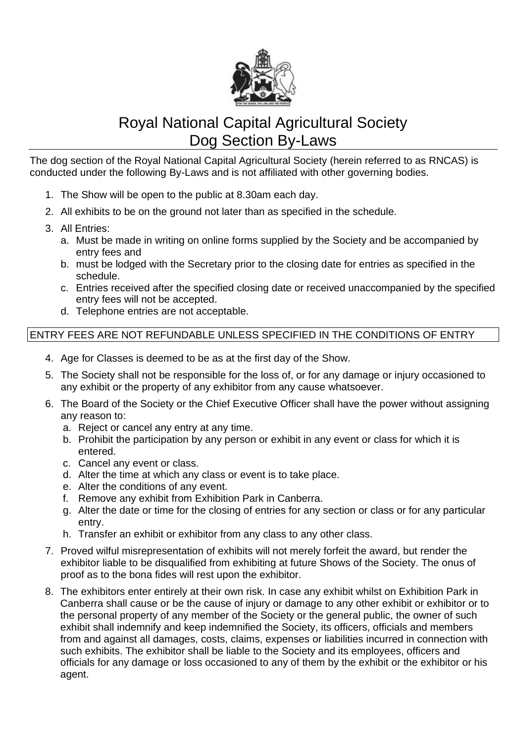# Royal National Capital Agricultural Society
# Dog Section By-Laws

The dog section of the Royal National Capital Agricultural Society (herein referred to as RNCAS) is conducted under the following By-Laws and is not affiliated with other governing bodies.

1. The Show will be open to the public at 8.30am each day.
2. All exhibits to be on the ground not later than as specified in the schedule.
3. All Entries:
   a. Must be made in writing on online forms supplied by the Society and be accompanied by entry fees and
   b. must be lodged with the Secretary prior to the closing date for entries as specified in the schedule.
   c. Entries received after the specified closing date or received unaccompanied by the specified entry fees will not be accepted.
   d. Telephone entries are not acceptable.

ENTRY FEES ARE NOT REFUNDABLE UNLESS SPECIFIED IN THE CONDITIONS OF ENTRY

4. Age for Classes is deemed to be as at the first day of the Show.
5. The Society shall not be responsible for the loss of, or for any damage or injury occasioned to any exhibit or the property of any exhibitor from any cause whatsoever.
6. The Board of the Society or the Chief Executive Officer shall have the power without assigning any reason to:
   a. Reject or cancel any entry at any time.
   b. Prohibit the participation by any person or exhibit in any event or class for which it is entered.
   c. Cancel any event or class.
   d. Alter the time at which any class or event is to take place.
   e. Alter the conditions of any event.
   f. Remove any exhibit from Exhibition Park in Canberra.
   g. Alter the date or time for the closing of entries for any section or class or for any particular entry.
   h. Transfer an exhibit or exhibitor from any class to any other class.
7. Proved wilful misrepresentation of exhibits will not merely forfeit the award, but render the exhibitor liable to be disqualified from exhibiting at future Shows of the Society. The onus of proof as to the bona fides will rest upon the exhibitor.
8. The exhibitors enter entirely at their own risk. In case any exhibit whilst on Exhibition Park in Canberra shall cause or be the cause of injury or damage to any other exhibit or exhibitor or to the personal property of any member of the Society or the general public, the owner of such exhibit shall indemnify and keep indemnified the Society, its officers, officials and members from and against all damages, costs, claims, expenses or liabilities incurred in connection with such exhibits. The exhibitor shall be liable to the Society and its employees, officers and officials for any damage or loss occasioned to any of them by the exhibit or the exhibitor or his agent.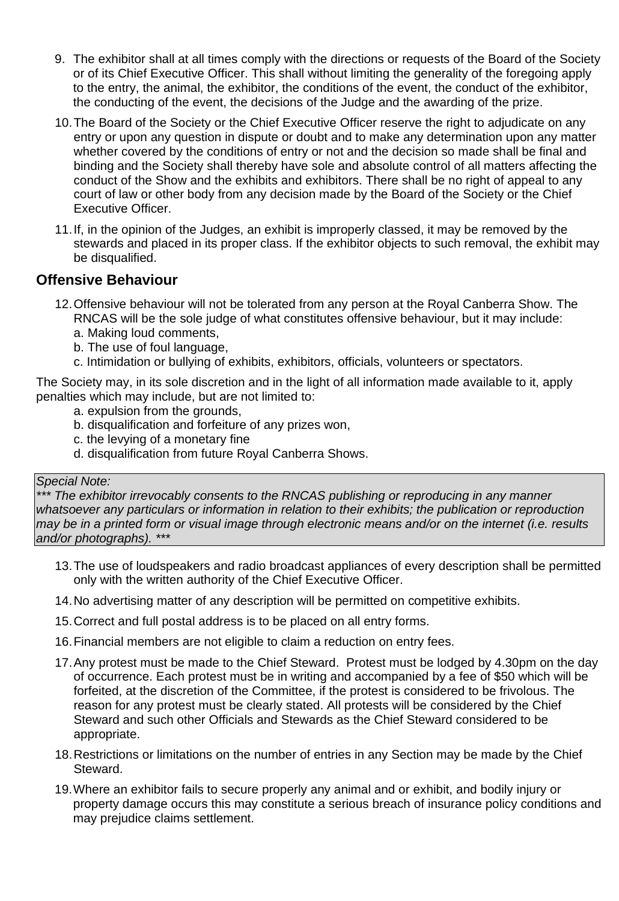9. The exhibitor shall at all times comply with the directions or requests of the Board of the Society or of its Chief Executive Officer. This shall without limiting the generality of the foregoing apply to the entry, the animal, the exhibitor, the conditions of the event, the conduct of the exhibitor, the conducting of the event, the decisions of the Judge and the awarding of the prize.

10. The Board of the Society or the Chief Executive Officer reserve the right to adjudicate on any entry or upon any question in dispute or doubt and to make any determination upon any matter whether covered by the conditions of entry or not and the decision so made shall be final and binding and the Society shall thereby have sole and absolute control of all matters affecting the conduct of the Show and the exhibits and exhibitors. There shall be no right of appeal to any court of law or other body from any decision made by the Board of the Society or the Chief Executive Officer.

11. If, in the opinion of the Judges, an exhibit is improperly classed, it may be removed by the stewards and placed in its proper class. If the exhibitor objects to such removal, the exhibit may be disqualified.

## Offensive Behaviour

12. Offensive behaviour will not be tolerated from any person at the Royal Canberra Show. The RNCAS will be the sole judge of what constitutes offensive behaviour, but it may include:
    a. Making loud comments,
    b. The use of foul language,
    c. Intimidation or bullying of exhibits, exhibitors, officials, volunteers or spectators.

The Society may, in its sole discretion and in the light of all information made available to it, apply penalties which may include, but are not limited to:

a. expulsion from the grounds,
b. disqualification and forfeiture of any prizes won,
c. the levying of a monetary fine
d. disqualification from future Royal Canberra Shows.

*Special Note:*
**** The exhibitor irrevocably consents to the RNCAS publishing or reproducing in any manner whatsoever any particulars or information in relation to their exhibits; the publication or reproduction may be in a printed form or visual image through electronic means and/or on the internet (i.e. results and/or photographs). ****

13. The use of loudspeakers and radio broadcast appliances of every description shall be permitted only with the written authority of the Chief Executive Officer.

14. No advertising matter of any description will be permitted on competitive exhibits.

15. Correct and full postal address is to be placed on all entry forms.

16. Financial members are not eligible to claim a reduction on entry fees.

17. Any protest must be made to the Chief Steward. Protest must be lodged by 4.30pm on the day of occurrence. Each protest must be in writing and accompanied by a fee of $50 which will be forfeited, at the discretion of the Committee, if the protest is considered to be frivolous. The reason for any protest must be clearly stated. All protests will be considered by the Chief Steward and such other Officials and Stewards as the Chief Steward considered to be appropriate.

18. Restrictions or limitations on the number of entries in any Section may be made by the Chief Steward.

19. Where an exhibitor fails to secure properly any animal and or exhibit, and bodily injury or property damage occurs this may constitute a serious breach of insurance policy conditions and may prejudice claims settlement.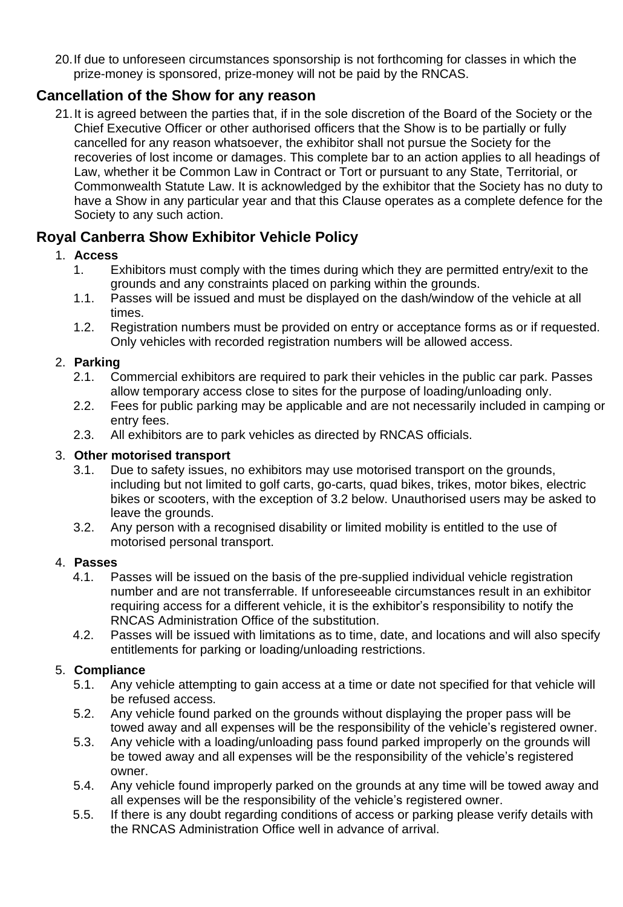20. If due to unforeseen circumstances sponsorship is not forthcoming for classes in which the prize-money is sponsored, prize-money will not be paid by the RNCAS.

## Cancellation of the Show for any reason

21. It is agreed between the parties that, if in the sole discretion of the Board of the Society or the Chief Executive Officer or other authorised officers that the Show is to be partially or fully cancelled for any reason whatsoever, the exhibitor shall not pursue the Society for the recoveries of lost income or damages. This complete bar to an action applies to all headings of Law, whether it be Common Law in Contract or Tort or pursuant to any State, Territorial, or Commonwealth Statute Law. It is acknowledged by the exhibitor that the Society has no duty to have a Show in any particular year and that this Clause operates as a complete defence for the Society to any such action.

## Royal Canberra Show Exhibitor Vehicle Policy

1. **Access**
   1. Exhibitors must comply with the times during which they are permitted entry/exit to the grounds and any constraints placed on parking within the grounds.
   
   1.1. Passes will be issued and must be displayed on the dash/window of the vehicle at all times.
   
   1.2. Registration numbers must be provided on entry or acceptance forms as or if requested. Only vehicles with recorded registration numbers will be allowed access.

2. **Parking**
   
   2.1. Commercial exhibitors are required to park their vehicles in the public car park. Passes allow temporary access close to sites for the purpose of loading/unloading only.
   
   2.2. Fees for public parking may be applicable and are not necessarily included in camping or entry fees.
   
   2.3. All exhibitors are to park vehicles as directed by RNCAS officials.

3. **Other motorised transport**
   
   3.1. Due to safety issues, no exhibitors may use motorised transport on the grounds, including but not limited to golf carts, go-carts, quad bikes, trikes, motor bikes, electric bikes or scooters, with the exception of 3.2 below. Unauthorised users may be asked to leave the grounds.
   
   3.2. Any person with a recognised disability or limited mobility is entitled to the use of motorised personal transport.

4. **Passes**
   
   4.1. Passes will be issued on the basis of the pre-supplied individual vehicle registration number and are not transferrable. If unforeseeable circumstances result in an exhibitor requiring access for a different vehicle, it is the exhibitor's responsibility to notify the RNCAS Administration Office of the substitution.
   
   4.2. Passes will be issued with limitations as to time, date, and locations and will also specify entitlements for parking or loading/unloading restrictions.

5. **Compliance**
   
   5.1. Any vehicle attempting to gain access at a time or date not specified for that vehicle will be refused access.
   
   5.2. Any vehicle found parked on the grounds without displaying the proper pass will be towed away and all expenses will be the responsibility of the vehicle's registered owner.
   
   5.3. Any vehicle with a loading/unloading pass found parked improperly on the grounds will be towed away and all expenses will be the responsibility of the vehicle's registered owner.
   
   5.4. Any vehicle found improperly parked on the grounds at any time will be towed away and all expenses will be the responsibility of the vehicle's registered owner.
   
   5.5. If there is any doubt regarding conditions of access or parking please verify details with the RNCAS Administration Office well in advance of arrival.